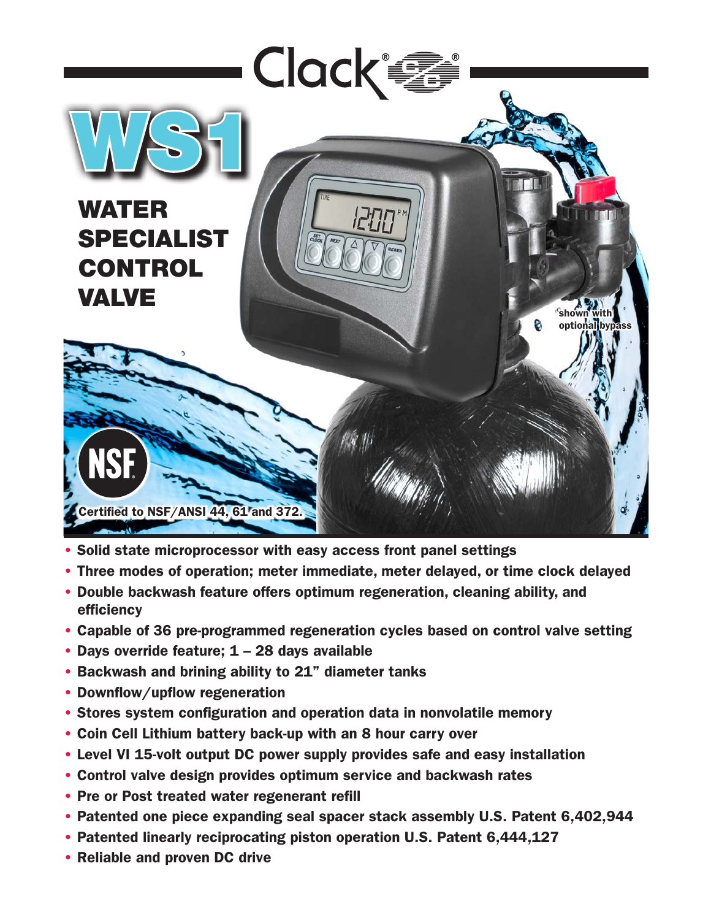# Clack®

# WS1

## WATER SPECIALIST CONTROL VALVE

shown with optional bypass

NSF

Certified to NSF/ANSI 44, 61 and 372.

- Solid state microprocessor with easy access front panel settings
- Three modes of operation; meter immediate, meter delayed, or time clock delayed
- Double backwash feature offers optimum regeneration, cleaning ability, and efficiency
- Capable of 36 pre-programmed regeneration cycles based on control valve setting
- Days override feature; 1 – 28 days available
- Backwash and brining ability to 21" diameter tanks
- Downflow/upflow regeneration
- Stores system configuration and operation data in nonvolatile memory
- Coin Cell Lithium battery back-up with an 8 hour carry over
- Level VI 15-volt output DC power supply provides safe and easy installation
- Control valve design provides optimum service and backwash rates
- Pre or Post treated water regenerant refill
- Patented one piece expanding seal spacer stack assembly U.S. Patent 6,402,944
- Patented linearly reciprocating piston operation U.S. Patent 6,444,127
- Reliable and proven DC drive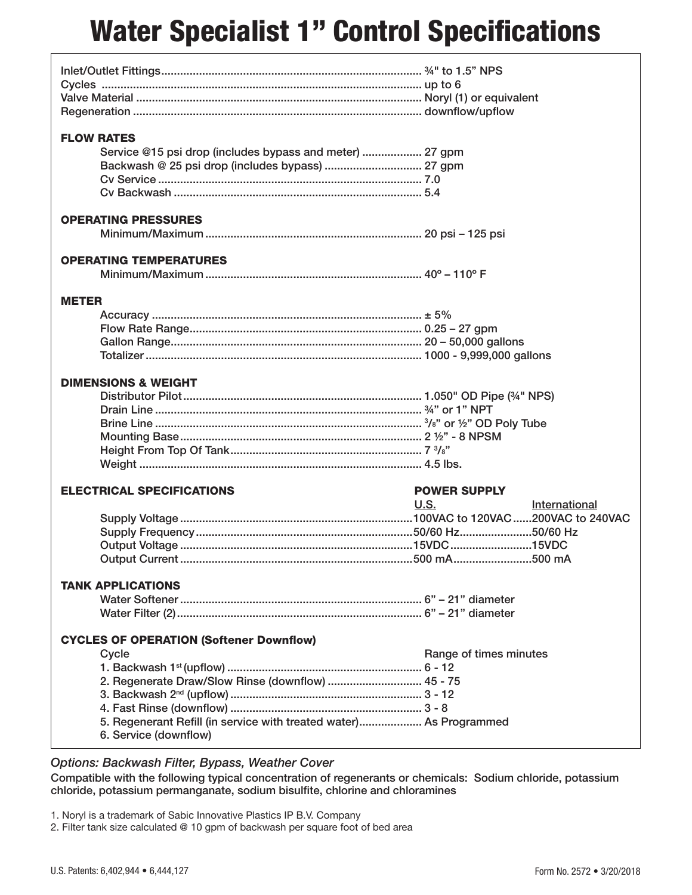# Water Specialist 1" Control Specifications

Inlet/Outlet Fittings.................................................................................. ¾" to 1.5" NPS
Cycles ..................................................................................................... up to 6
Valve Material .......................................................................................... Noryl (1) or equivalent
Regeneration ........................................................................................... downflow/upflow

**FLOW RATES**

Service @15 psi drop (includes bypass and meter) .................. 27 gpm
Backwash @ 25 psi drop (includes bypass) .............................. 27 gpm
Cv Service .................................................................................. 7.0
Cv Backwash .............................................................................. 5.4

**OPERATING PRESSURES**

Minimum/Maximum .................................................................... 20 psi – 125 psi

**OPERATING TEMPERATURES**

Minimum/Maximum .................................................................... 40º – 110º F

**METER**

Accuracy ..................................................................................... ± 5%
Flow Rate Range......................................................................... 0.25 – 27 gpm
Gallon Range............................................................................... 20 – 50,000 gallons
Totalizer ...................................................................................... 1000 - 9,999,000 gallons

**DIMENSIONS & WEIGHT**

Distributor Pilot........................................................................... 1.050" OD Pipe (¾" NPS)
Drain Line .................................................................................... ¾" or 1" NPT
Brine Line .................................................................................... 3/8" or ½" OD Poly Tube
Mounting Base............................................................................ 2 ½" - 8 NPSM
Height From Top Of Tank............................................................ 7 3/8"
Weight ......................................................................................... 4.5 lbs.

**ELECTRICAL SPECIFICATIONS**

| | POWER SUPPLY U.S. | POWER SUPPLY International |
|---|---|---|
| Supply Voltage | 100VAC to 120VAC | 200VAC to 240VAC |
| Supply Frequency | 50/60 Hz | 50/60 Hz |
| Output Voltage | 15VDC | 15VDC |
| Output Current | 500 mA | 500 mA |

**TANK APPLICATIONS**

Water Softener ............................................................................ 6" – 21" diameter
Water Filter (2)............................................................................ 6" – 21" diameter

**CYCLES OF OPERATION (Softener Downflow)**

| Cycle | Range of times minutes |
|---|---|
| 1. Backwash 1st (upflow) | 6 - 12 |
| 2. Regenerate Draw/Slow Rinse (downflow) | 45 - 75 |
| 3. Backwash 2nd (upflow) | 3 - 12 |
| 4. Fast Rinse (downflow) | 3 - 8 |
| 5. Regenerant Refill (in service with treated water) | As Programmed |
| 6. Service (downflow) | |

*Options: Backwash Filter, Bypass, Weather Cover*

Compatible with the following typical concentration of regenerants or chemicals: Sodium chloride, potassium chloride, potassium permanganate, sodium bisulfite, chlorine and chloramines

1. Noryl is a trademark of Sabic Innovative Plastics IP B.V. Company
2. Filter tank size calculated @ 10 gpm of backwash per square foot of bed area

U.S. Patents: 6,402,944 • 6,444,127

Form No. 2572 • 3/20/2018